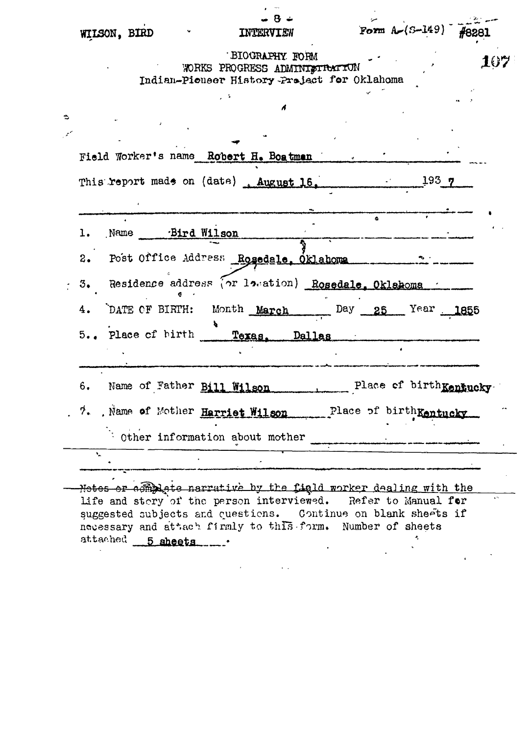WILSON, BIRD　　　　INTERVIEW　　　　Form A-(S-149)　#8281

BIOGRAPHY FORM
WORKS PROGRESS ADMINISTRATION
Indian-Pioneer History Project for Oklahoma

Field Worker's name Robert H. Boatman

This report made on (date) August 16, 1937

1. Name Bird Wilson
2. Post Office Address Rosedale, Oklahoma
3. Residence address (or location) Rosedale, Oklahoma
4. DATE OF BIRTH: Month March Day 25 Year 1855
5. Place of birth Texas, Dallas

6. Name of Father Bill Wilson Place of birth Kentucky
7. Name of Mother Harriet Wilson Place of birth Kentucky

Other information about mother

Notes or complete narrative by the field worker dealing with the life and story of the person interviewed. Refer to Manual for suggested subjects and questions. Continue on blank sheets if necessary and attach firmly to this form. Number of sheets attached 5 sheets.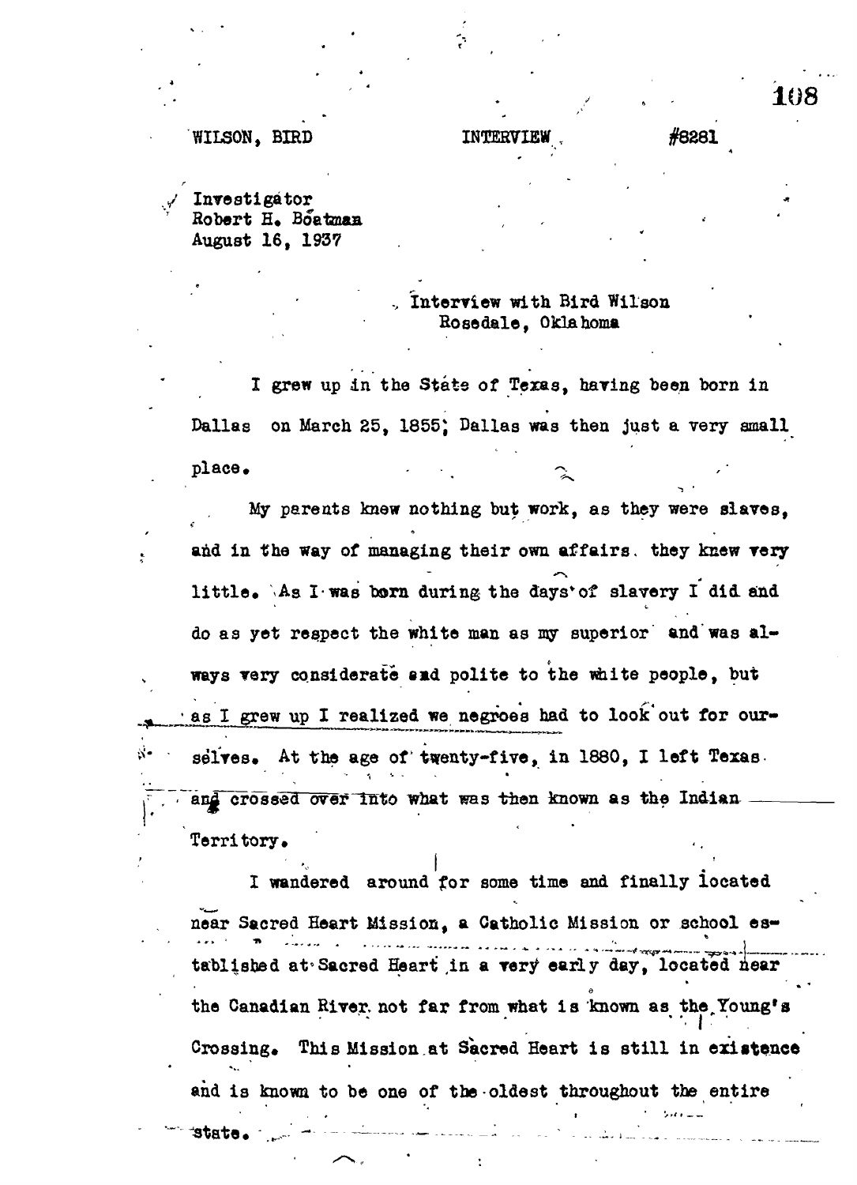WILSON, BIRD INTERVIEW #8281

Investigator
Robert H. Boatman
August 16, 1937

Interview with Bird Wilson
Rosedale, Oklahoma

I grew up in the State of Texas, having been born in Dallas on March 25, 1855; Dallas was then just a very small place.

My parents knew nothing but work, as they were slaves, and in the way of managing their own affairs they knew very little. As I was born during the days of slavery I did and do as yet respect the white man as my superior and was always very considerate and polite to the white people, but as I grew up I realized we negroes had to look out for ourselves. At the age of twenty-five, in 1880, I left Texas and crossed over into what was then known as the Indian Territory.

I wandered around for some time and finally located near Sacred Heart Mission, a Catholic Mission or school established at Sacred Heart in a very early day, located near the Canadian River not far from what is known as the Young's Crossing. This Mission at Sacred Heart is still in existence and is known to be one of the oldest throughout the entire state.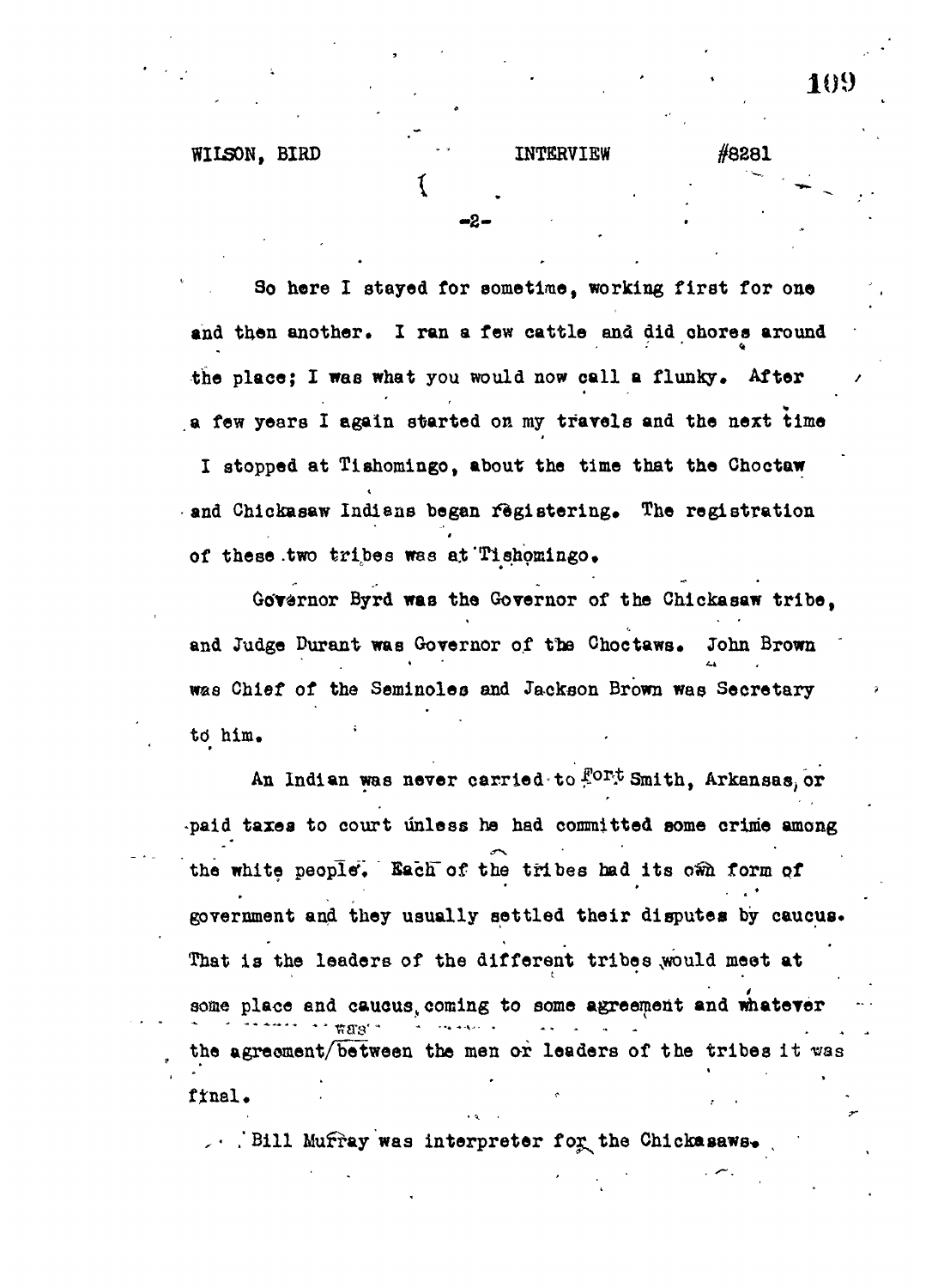So here I stayed for sometime, working first for one and then another. I ran a few cattle and did chores around the place; I was what you would now call a flunky. After a few years I again started on my travels and the next time I stopped at Tishomingo, about the time that the Choctaw and Chickasaw Indians began registering. The registration of these two tribes was at Tishomingo.

Governor Byrd was the Governor of the Chickasaw tribe, and Judge Durant was Governor of the Choctaws. John Brown was Chief of the Seminoles and Jackson Brown was Secretary to him.

An Indian was never carried to Fort Smith, Arkansas, or paid taxes to court unless he had committed some crime among the white people. Each of the tribes had its own form of government and they usually settled their disputes by caucus. That is the leaders of the different tribes would meet at some place and caucus, coming to some agreement and whatever the agreement was between the men or leaders of the tribes it was final.

Bill Murray was interpreter for the Chickasaws.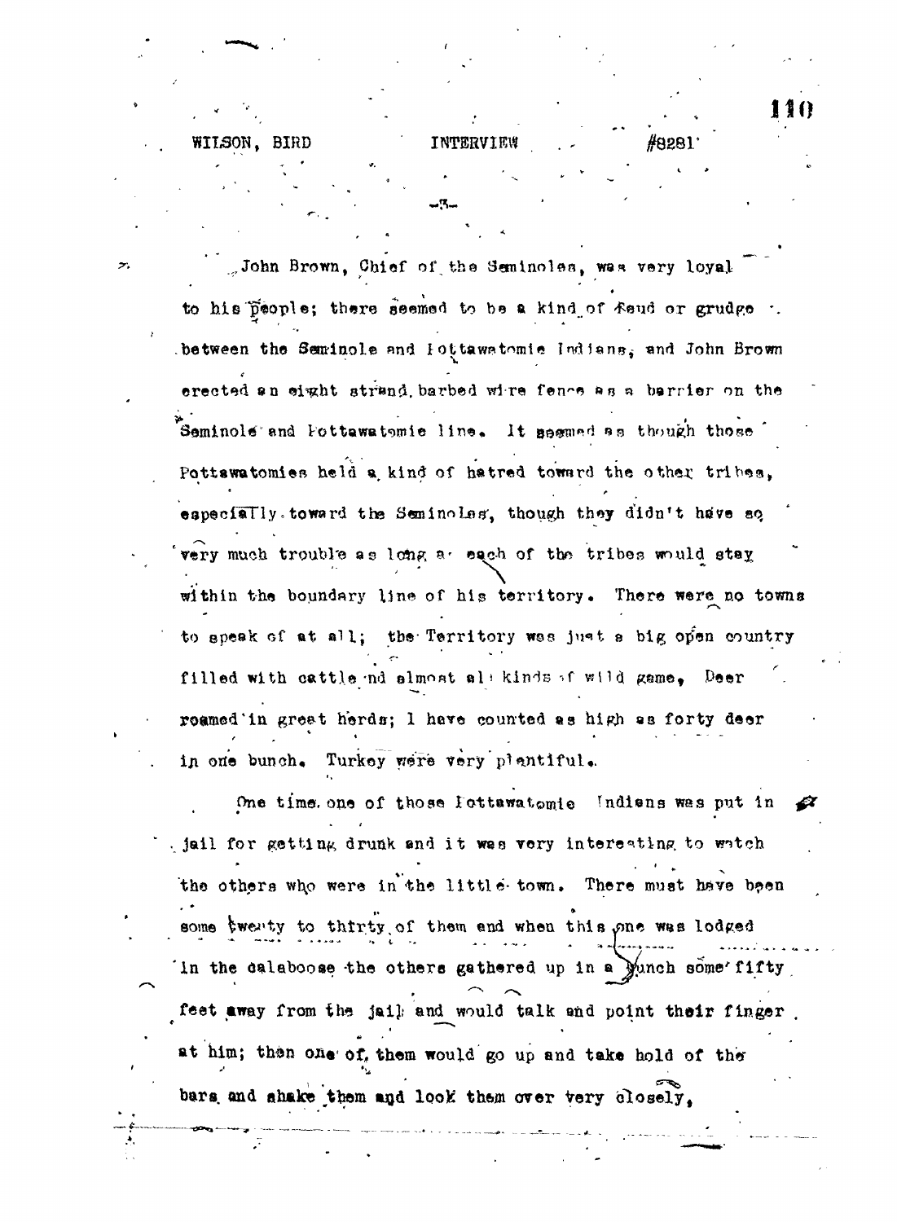John Brown, Chief of the Seminoles, was very loyal to his people; there seemed to be a kind of feud or grudge between the Seminole and Pottawatomie Indians, and John Brown erected an eight strand barbed wire fence as a barrier on the Seminole and Pottawatomie line. It seemed as though those Pottawatomies held a kind of hatred toward the other tribes, especially toward the Seminoles, though they didn't have so very much trouble as long as each of the tribes would stay within the boundary line of his territory. There were no towns to speak of at all; the Territory was just a big open country filled with cattle and almost all kinds of wild game. Deer roamed in great herds; I have counted as high as forty deer in one bunch. Turkey were very plentiful.

One time one of those Pottawatomie Indians was put in jail for getting drunk and it was very interesting to watch the others who were in the little town. There must have been some twenty to thirty of them and when this one was lodged in the calaboose the others gathered up in a bunch some fifty feet away from the jail and would talk and point their finger at him; then one of them would go up and take hold of the bars and shake them and look them over very closely,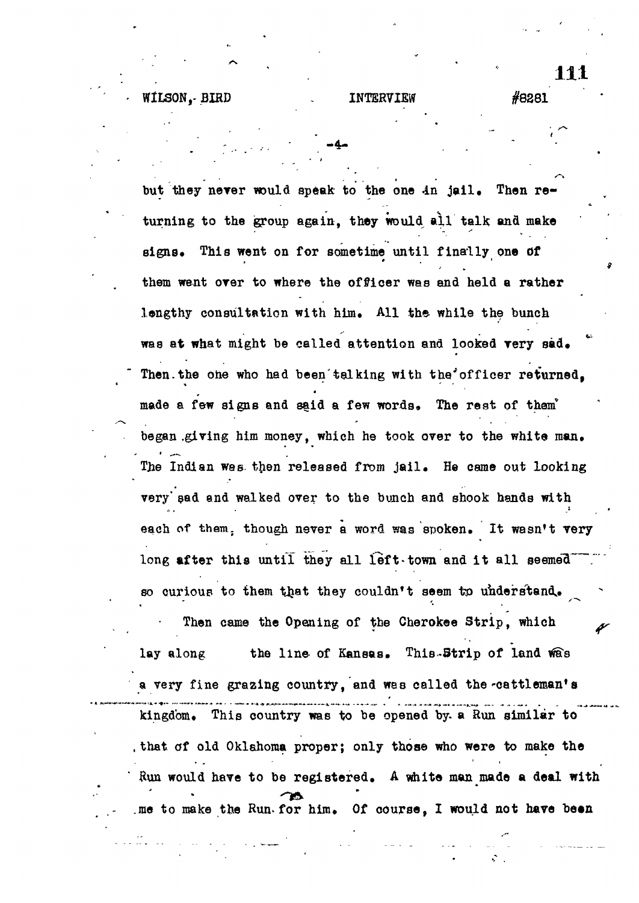but they never would speak to the one in jail. Then returning to the group again, they would all talk and make signs. This went on for sometime until finally one of them went over to where the officer was and held a rather lengthy consultation with him. All the while the bunch was at what might be called attention and looked very sad. Then the one who had been talking with the officer returned, made a few signs and said a few words. The rest of them began giving him money, which he took over to the white man. The Indian was then released from jail. He came out looking very sad and walked over to the bunch and shook hands with each of them, though never a word was spoken. It wasn't very long after this until they all left town and it all seemed so curious to them that they couldn't seem to understand.

Then came the Opening of the Cherokee Strip, which lay along the line of Kansas. This Strip of land was a very fine grazing country, and was called the cattleman's kingdom. This country was to be opened by a Run similar to that of old Oklahoma proper; only those who were to make the Run would have to be registered. A white man made a deal with me to make the Run for him. Of course, I would not have been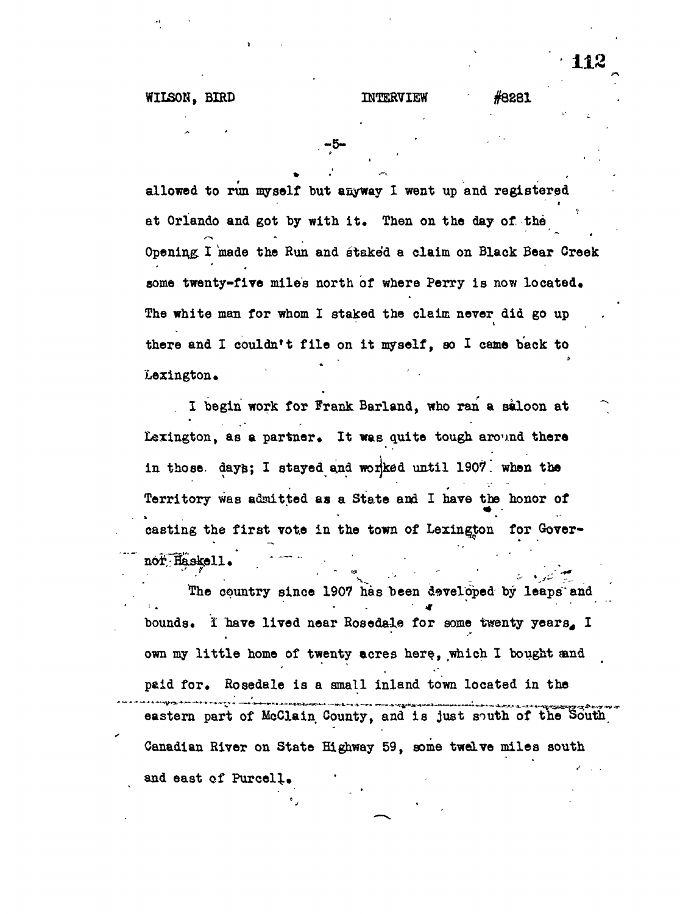allowed to run myself but anyway I went up and registered at Orlando and got by with it. Then on the day of the Opening I made the Run and staked a claim on Black Bear Creek some twenty-five miles north of where Perry is now located. The white man for whom I staked the claim never did go up there and I couldn't file on it myself, so I came back to Lexington.

I begin work for Frank Barland, who ran a saloon at Lexington, as a partner. It was quite tough around there in those days; I stayed and worked until 1907 when the Territory was admitted as a State and I have the honor of casting the first vote in the town of Lexington for Governor Haskell.

The country since 1907 has been developed by leaps and bounds. I have lived near Rosedale for some twenty years, I own my little home of twenty acres here, which I bought and paid for. Rosedale is a small inland town located in the eastern part of McClain County, and is just south of the South Canadian River on State Highway 59, some twelve miles south and east of Purcell.